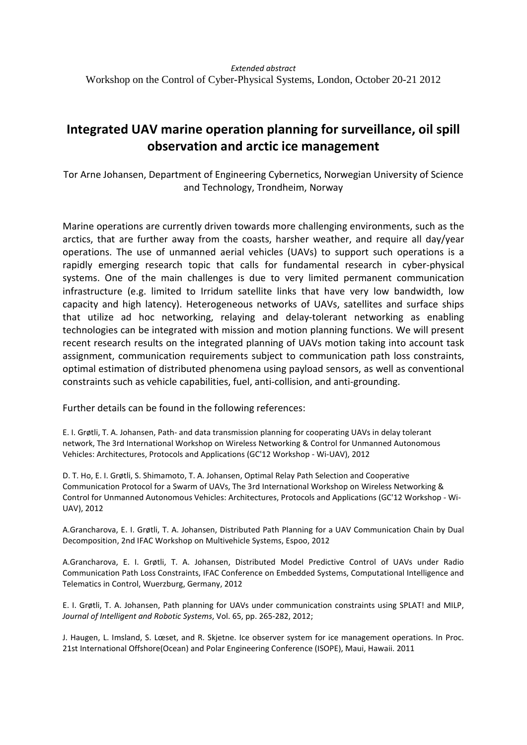*Extended abstract*

Workshop on the Control of Cyber-Physical Systems, London, October 20-21 2012

# Integrated UAV marine operation planning for surveillance, oil spill observation and arctic ice management

Tor Arne Johansen, Department of Engineering Cybernetics, Norwegian University of Science and Technology, Trondheim, Norway

Marine operations are currently driven towards more challenging environments, such as the arctics, that are further away from the coasts, harsher weather, and require all day/year operations. The use of unmanned aerial vehicles (UAVs) to support such operations is a rapidly emerging research topic that calls for fundamental research in cyber-physical systems. One of the main challenges is due to very limited permanent communication infrastructure (e.g. limited to Irridum satellite links that have very low bandwidth, low capacity and high latency). Heterogeneous networks of UAVs, satellites and surface ships that utilize ad hoc networking, relaying and delay-tolerant networking as enabling technologies can be integrated with mission and motion planning functions. We will present recent research results on the integrated planning of UAVs motion taking into account task assignment, communication requirements subject to communication path loss constraints, optimal estimation of distributed phenomena using payload sensors, as well as conventional constraints such as vehicle capabilities, fuel, anti-collision, and anti-grounding.

Further details can be found in the following references:

E. I. Grøtli, T. A. Johansen, Path- and data transmission planning for cooperating UAVs in delay tolerant network, The 3rd International Workshop on Wireless Networking & Control for Unmanned Autonomous Vehicles: Architectures, Protocols and Applications (GC'12 Workshop - Wi-UAV), 2012

D. T. Ho, E. I. Grøtli, S. Shimamoto, T. A. Johansen, Optimal Relay Path Selection and Cooperative Communication Protocol for a Swarm of UAVs, The 3rd International Workshop on Wireless Networking & Control for Unmanned Autonomous Vehicles: Architectures, Protocols and Applications (GC'12 Workshop - Wi-UAV), 2012

A.Grancharova, E. I. Grøtli, T. A. Johansen, Distributed Path Planning for a UAV Communication Chain by Dual Decomposition, 2nd IFAC Workshop on Multivehicle Systems, Espoo, 2012

A.Grancharova, E. I. Grøtli, T. A. Johansen, Distributed Model Predictive Control of UAVs under Radio Communication Path Loss Constraints, IFAC Conference on Embedded Systems, Computational Intelligence and Telematics in Control, Wuerzburg, Germany, 2012

E. I. Grøtli, T. A. Johansen, Path planning for UAVs under communication constraints using SPLAT! and MILP, *Journal of Intelligent and Robotic Systems*, Vol. 65, pp. 265-282, 2012;

J. Haugen, L. Imsland, S. Løset, and R. Skjetne. Ice observer system for ice management operations. In Proc. 21st International Offshore(Ocean) and Polar Engineering Conference (ISOPE), Maui, Hawaii. 2011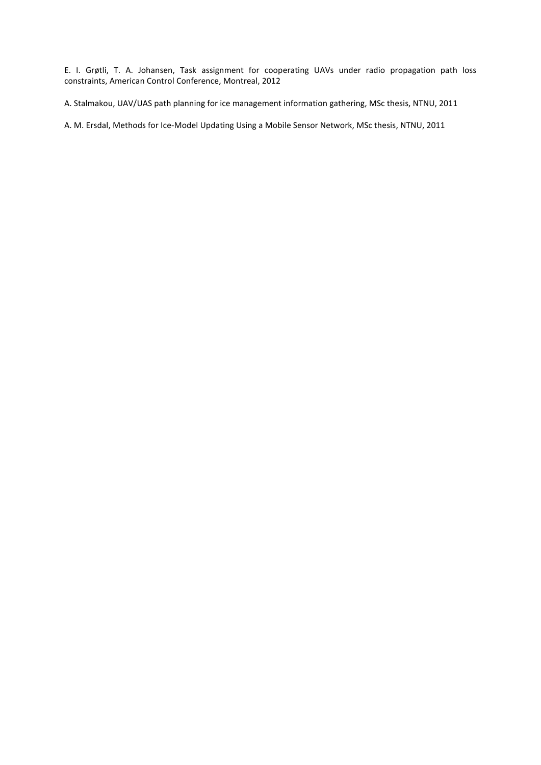E. I. Grøtli, T. A. Johansen, Task assignment for cooperating UAVs under radio propagation path loss constraints, American Control Conference, Montreal, 2012

A. Stalmakou, UAV/UAS path planning for ice management information gathering, MSc thesis, NTNU, 2011

A. M. Ersdal, Methods for Ice-Model Updating Using a Mobile Sensor Network, MSc thesis, NTNU, 2011